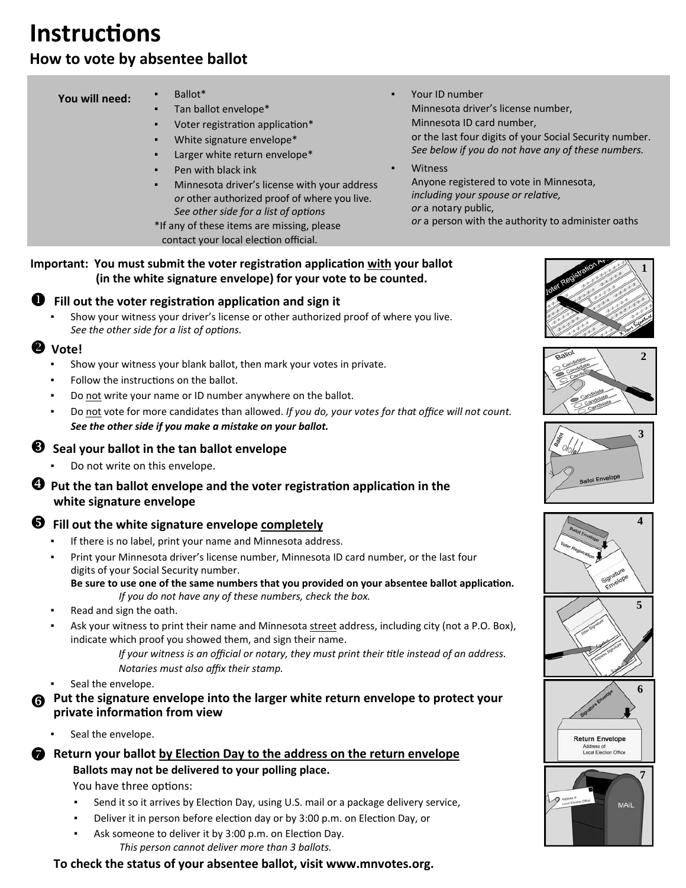# Instructions

## How to vote by absentee ballot

**You will need:**

- Ballot*
- Tan ballot envelope*
- Voter registration application*
- White signature envelope*
- Larger white return envelope*
- Pen with black ink
- Minnesota driver's license with your address *or* other authorized proof of where you live. *See other side for a list of options*

*If any of these items are missing, please contact your local election official.

- Your ID number
  Minnesota driver's license number,
  Minnesota ID card number,
  or the last four digits of your Social Security number.
  *See below if you do not have any of these numbers.*
- Witness
  Anyone registered to vote in Minnesota,
  *including your spouse or relative,*
  *or* a notary public,
  *or* a person with the authority to administer oaths

**Important: You must submit the voter registration application with your ballot (in the white signature envelope) for your vote to be counted.**

### ❶ Fill out the voter registration application and sign it

- Show your witness your driver's license or other authorized proof of where you live. *See the other side for a list of options.*

### ❷ Vote!

- Show your witness your blank ballot, then mark your votes in private.
- Follow the instructions on the ballot.
- Do not write your name or ID number anywhere on the ballot.
- Do not vote for more candidates than allowed. *If you do, your votes for that office will not count.* ***See the other side if you make a mistake on your ballot.***

### ❸ Seal your ballot in the tan ballot envelope

- Do not write on this envelope.

### ❹ Put the tan ballot envelope and the voter registration application in the white signature envelope

### ❺ Fill out the white signature envelope completely

- If there is no label, print your name and Minnesota address.
- Print your Minnesota driver's license number, Minnesota ID card number, or the last four digits of your Social Security number.
  **Be sure to use one of the same numbers that you provided on your absentee ballot application.**
  *If you do not have any of these numbers, check the box.*
- Read and sign the oath.
- Ask your witness to print their name and Minnesota street address, including city (not a P.O. Box), indicate which proof you showed them, and sign their name.
  *If your witness is an official or notary, they must print their title instead of an address. Notaries must also affix their stamp.*
- Seal the envelope.

### ❻ Put the signature envelope into the larger white return envelope to protect your private information from view

- Seal the envelope.

### ❼ Return your ballot by Election Day to the address on the return envelope

**Ballots may not be delivered to your polling place.**

You have three options:

- Send it so it arrives by Election Day, using U.S. mail or a package delivery service,
- Deliver it in person before election day or by 3:00 p.m. on Election Day, or
- Ask someone to deliver it by 3:00 p.m. on Election Day.
  *This person cannot deliver more than 3 ballots.*

**To check the status of your absentee ballot, visit www.mnvotes.org.**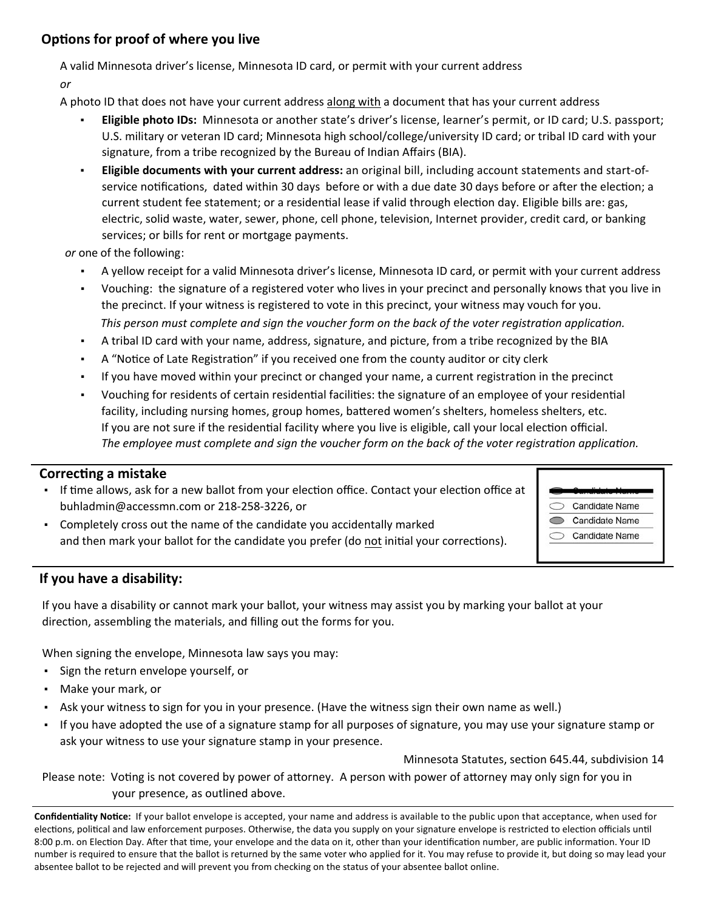## Options for proof of where you live

A valid Minnesota driver's license, Minnesota ID card, or permit with your current address

*or*

A photo ID that does not have your current address along with a document that has your current address

- **Eligible photo IDs:** Minnesota or another state's driver's license, learner's permit, or ID card; U.S. passport; U.S. military or veteran ID card; Minnesota high school/college/university ID card; or tribal ID card with your signature, from a tribe recognized by the Bureau of Indian Affairs (BIA).
- **Eligible documents with your current address:** an original bill, including account statements and start-of-service notifications, dated within 30 days before or with a due date 30 days before or after the election; a current student fee statement; or a residential lease if valid through election day. Eligible bills are: gas, electric, solid waste, water, sewer, phone, cell phone, television, Internet provider, credit card, or banking services; or bills for rent or mortgage payments.

*or* one of the following:

- A yellow receipt for a valid Minnesota driver's license, Minnesota ID card, or permit with your current address
- Vouching: the signature of a registered voter who lives in your precinct and personally knows that you live in the precinct. If your witness is registered to vote in this precinct, your witness may vouch for you.
  *This person must complete and sign the voucher form on the back of the voter registration application.*
- A tribal ID card with your name, address, signature, and picture, from a tribe recognized by the BIA
- A "Notice of Late Registration" if you received one from the county auditor or city clerk
- If you have moved within your precinct or changed your name, a current registration in the precinct
- Vouching for residents of certain residential facilities: the signature of an employee of your residential facility, including nursing homes, group homes, battered women's shelters, homeless shelters, etc. If you are not sure if the residential facility where you live is eligible, call your local election official.
  *The employee must complete and sign the voucher form on the back of the voter registration application.*

## Correcting a mistake

- If time allows, ask for a new ballot from your election office. Contact your election office at buhladmin@accessmn.com or 218-258-3226, or
- Completely cross out the name of the candidate you accidentally marked and then mark your ballot for the candidate you prefer (do not initial your corrections).

~~Candidate Name~~
Candidate Name
Candidate Name
Candidate Name

## If you have a disability:

If you have a disability or cannot mark your ballot, your witness may assist you by marking your ballot at your direction, assembling the materials, and filling out the forms for you.

When signing the envelope, Minnesota law says you may:

- Sign the return envelope yourself, or
- Make your mark, or
- Ask your witness to sign for you in your presence. (Have the witness sign their own name as well.)
- If you have adopted the use of a signature stamp for all purposes of signature, you may use your signature stamp or ask your witness to use your signature stamp in your presence.

Minnesota Statutes, section 645.44, subdivision 14

Please note: Voting is not covered by power of attorney. A person with power of attorney may only sign for you in your presence, as outlined above.

**Confidentiality Notice:** If your ballot envelope is accepted, your name and address is available to the public upon that acceptance, when used for elections, political and law enforcement purposes. Otherwise, the data you supply on your signature envelope is restricted to election officials until 8:00 p.m. on Election Day. After that time, your envelope and the data on it, other than your identification number, are public information. Your ID number is required to ensure that the ballot is returned by the same voter who applied for it. You may refuse to provide it, but doing so may lead your absentee ballot to be rejected and will prevent you from checking on the status of your absentee ballot online.